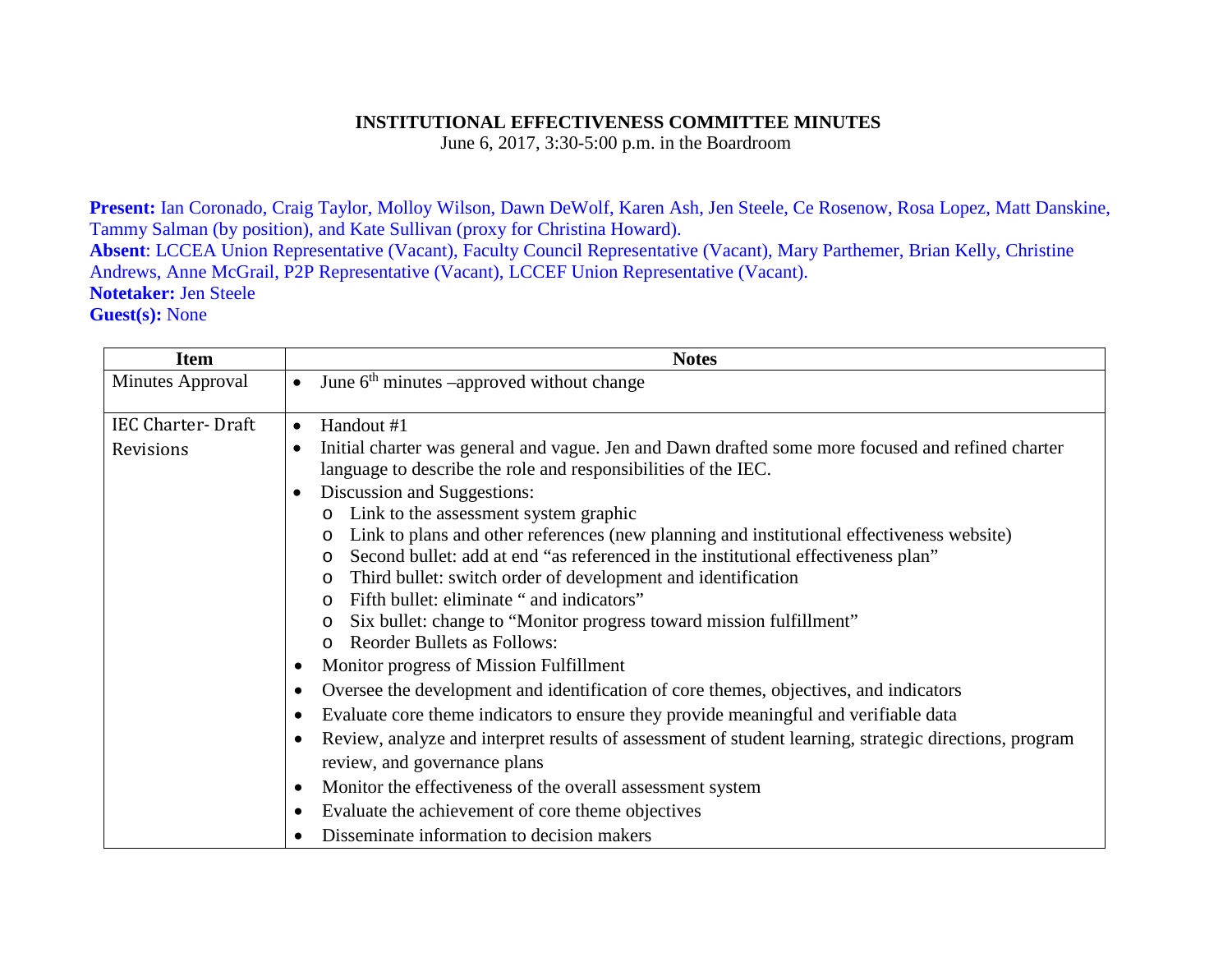**INSTITUTIONAL EFFECTIVENESS COMMITTEE MINUTES**

June 6, 2017, 3:30-5:00 p.m. in the Boardroom

**Present:** Ian Coronado, Craig Taylor, Molloy Wilson, Dawn DeWolf, Karen Ash, Jen Steele, Ce Rosenow, Rosa Lopez, Matt Danskine, Tammy Salman (by position), and Kate Sullivan (proxy for Christina Howard).
**Absent**: LCCEA Union Representative (Vacant), Faculty Council Representative (Vacant), Mary Parthemer, Brian Kelly, Christine Andrews, Anne McGrail, P2P Representative (Vacant), LCCEF Union Representative (Vacant).
**Notetaker:** Jen Steele
**Guest(s):** None

| Item | Notes |
|---|---|
| Minutes Approval | • June 6th minutes –approved without change |
| IEC Charter- Draft Revisions | • Handout #1<br>• Initial charter was general and vague. Jen and Dawn drafted some more focused and refined charter language to describe the role and responsibilities of the IEC.<br>• Discussion and Suggestions:<br>  o Link to the assessment system graphic<br>  o Link to plans and other references (new planning and institutional effectiveness website)<br>  o Second bullet: add at end "as referenced in the institutional effectiveness plan"<br>  o Third bullet: switch order of development and identification<br>  o Fifth bullet: eliminate " and indicators"<br>  o Six bullet: change to "Monitor progress toward mission fulfillment"<br>  o Reorder Bullets as Follows:<br>• Monitor progress of Mission Fulfillment<br>• Oversee the development and identification of core themes, objectives, and indicators<br>• Evaluate core theme indicators to ensure they provide meaningful and verifiable data<br>• Review, analyze and interpret results of assessment of student learning, strategic directions, program review, and governance plans<br>• Monitor the effectiveness of the overall assessment system<br>• Evaluate the achievement of core theme objectives<br>• Disseminate information to decision makers |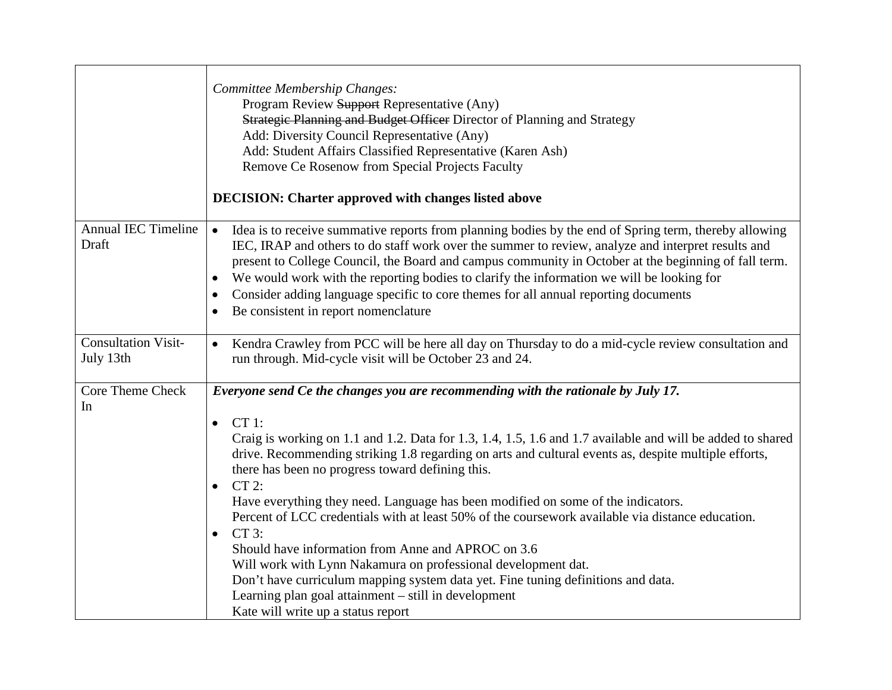| | |
|---|---|
| | *Committee Membership Changes:*<br>Program Review ~~Support~~ Representative (Any)<br>~~Strategic Planning and Budget Officer~~ Director of Planning and Strategy<br>Add: Diversity Council Representative (Any)<br>Add: Student Affairs Classified Representative (Karen Ash)<br>Remove Ce Rosenow from Special Projects Faculty<br><br>**DECISION: Charter approved with changes listed above** |
| Annual IEC Timeline Draft | • Idea is to receive summative reports from planning bodies by the end of Spring term, thereby allowing IEC, IRAP and others to do staff work over the summer to review, analyze and interpret results and present to College Council, the Board and campus community in October at the beginning of fall term.<br>• We would work with the reporting bodies to clarify the information we will be looking for<br>• Consider adding language specific to core themes for all annual reporting documents<br>• Be consistent in report nomenclature |
| Consultation Visit-July 13th | • Kendra Crawley from PCC will be here all day on Thursday to do a mid-cycle review consultation and run through. Mid-cycle visit will be October 23 and 24. |
| Core Theme Check In | ***Everyone send Ce the changes you are recommending with the rationale by July 17.***<br><br>• CT 1:<br>Craig is working on 1.1 and 1.2. Data for 1.3, 1.4, 1.5, 1.6 and 1.7 available and will be added to shared drive. Recommending striking 1.8 regarding on arts and cultural events as, despite multiple efforts, there has been no progress toward defining this.<br>• CT 2:<br>Have everything they need. Language has been modified on some of the indicators.<br>Percent of LCC credentials with at least 50% of the coursework available via distance education.<br>• CT 3:<br>Should have information from Anne and APROC on 3.6<br>Will work with Lynn Nakamura on professional development dat.<br>Don't have curriculum mapping system data yet. Fine tuning definitions and data.<br>Learning plan goal attainment – still in development<br>Kate will write up a status report |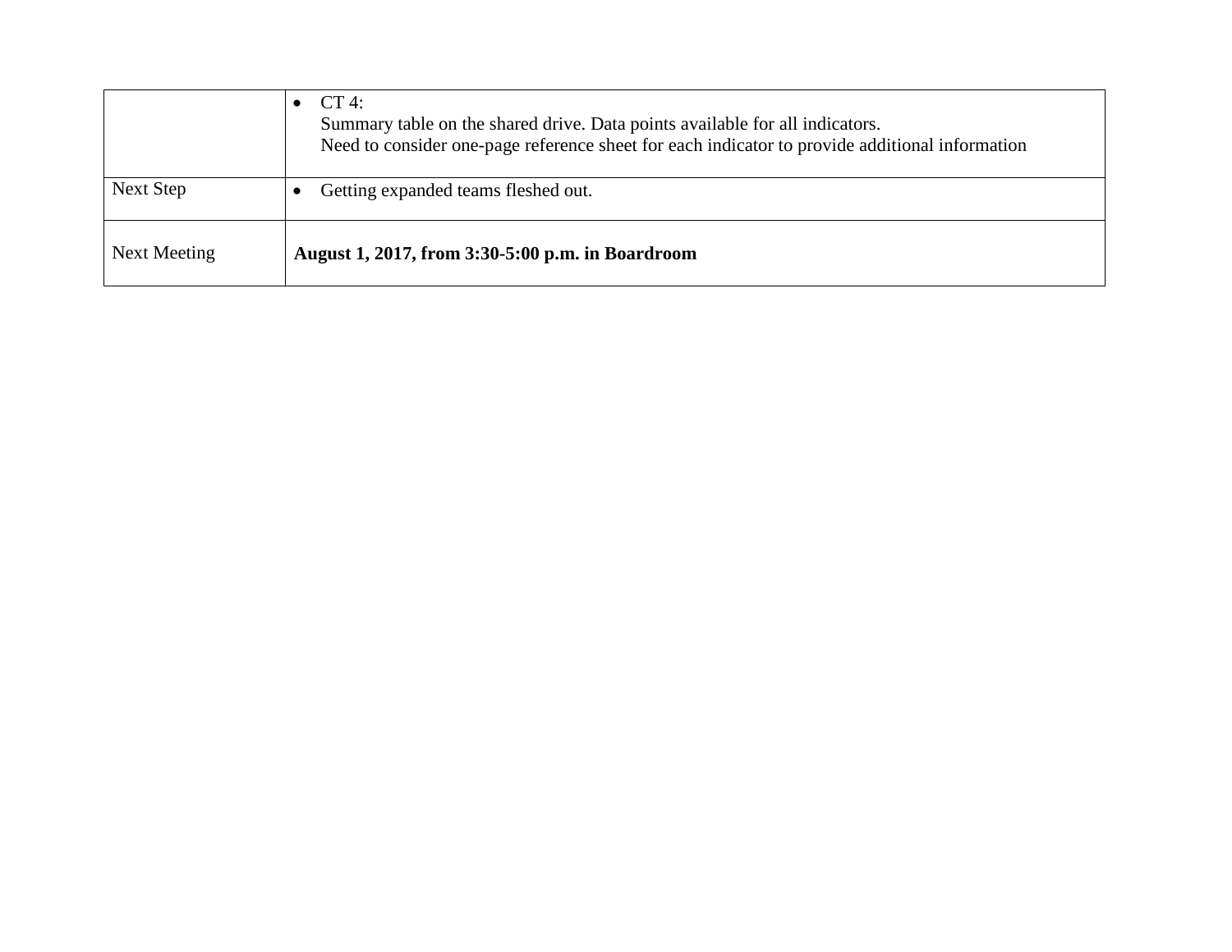| | |
|---|---|
| | • CT 4:<br>Summary table on the shared drive. Data points available for all indicators.<br>Need to consider one-page reference sheet for each indicator to provide additional information |
| Next Step | • Getting expanded teams fleshed out. |
| Next Meeting | **August 1, 2017, from 3:30-5:00 p.m. in Boardroom** |